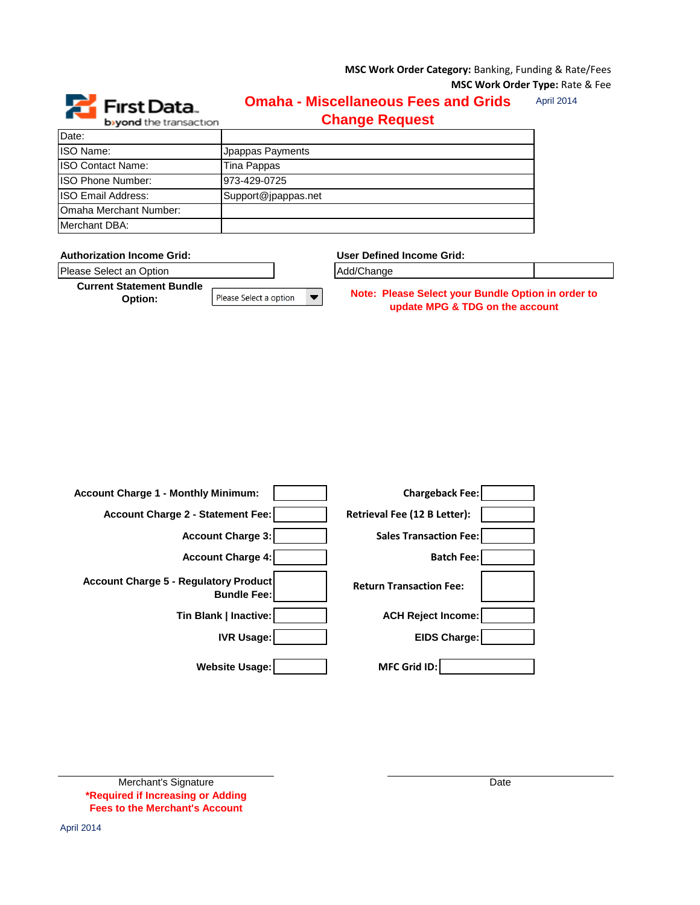**MSC Work Order Category:** Banking, Funding & Rate/Fees
**MSC Work Order Type:** Rate & Fee

First Data. beyond the transaction

# Omaha - Miscellaneous Fees and Grids Change Request

April 2014

| Date: | |
|---|---|
| ISO Name: | Jpappas Payments |
| ISO Contact Name: | Tina Pappas |
| ISO Phone Number: | 973-429-0725 |
| ISO Email Address: | Support@jpappas.net |
| Omaha Merchant Number: | |
| Merchant DBA: | |

**Authorization Income Grid:** Please Select an Option

**User Defined Income Grid:** Add/Change

**Current Statement Bundle Option:** Please Select a option

**Note: Please Select your Bundle Option in order to update MPG & TDG on the account**

| | | | |
|---|---|---|---|
| **Account Charge 1 - Monthly Minimum:** | | **Chargeback Fee:** | |
| **Account Charge 2 - Statement Fee:** | | **Retrieval Fee (12 B Letter):** | |
| **Account Charge 3:** | | **Sales Transaction Fee:** | |
| **Account Charge 4:** | | **Batch Fee:** | |
| **Account Charge 5 - Regulatory Product Bundle Fee:** | | **Return Transaction Fee:** | |
| **Tin Blank \| Inactive:** | | **ACH Reject Income:** | |
| **IVR Usage:** | | **EIDS Charge:** | |
| **Website Usage:** | | **MFC Grid ID:** | |

Merchant's Signature

**\*Required if Increasing or Adding Fees to the Merchant's Account**

Date

April 2014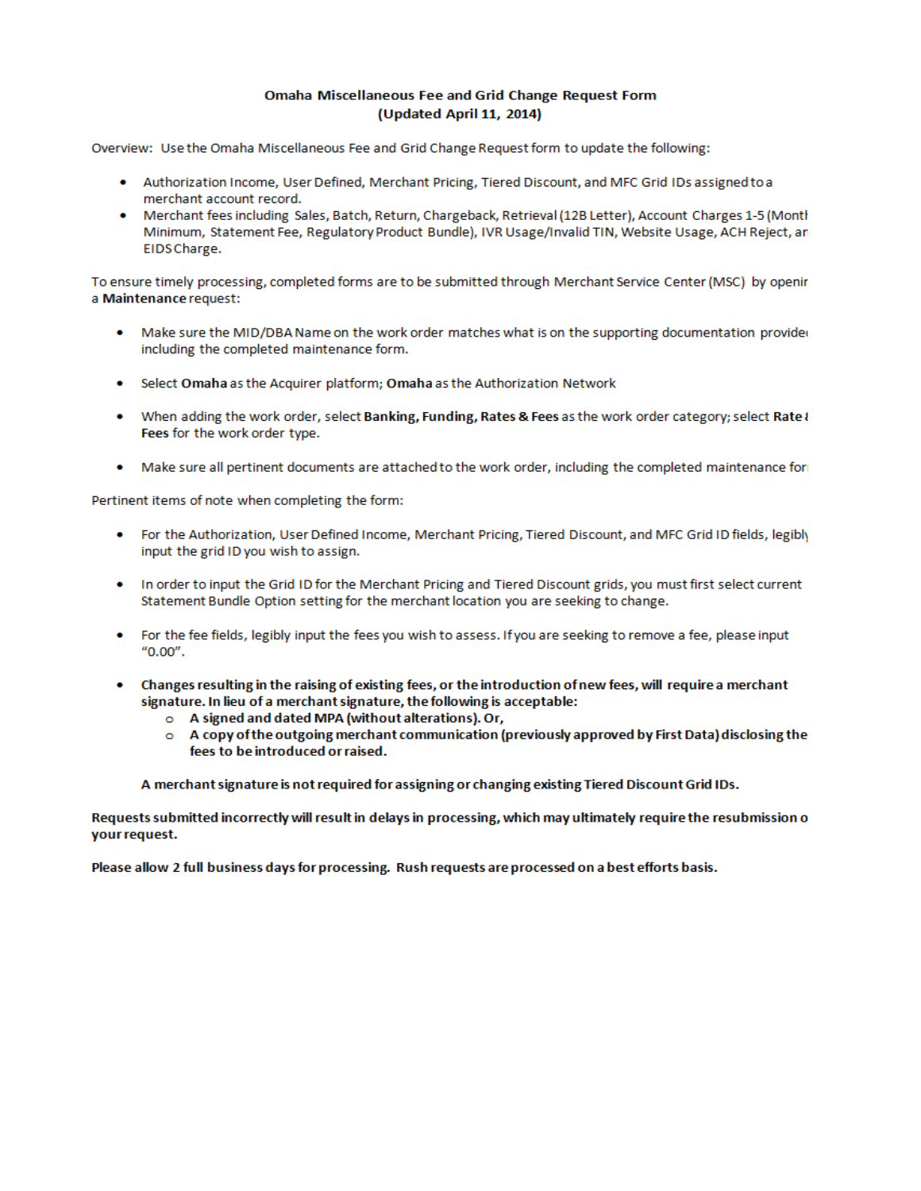# Omaha Miscellaneous Fee and Grid Change Request Form
## (Updated April 11, 2014)

Overview: Use the Omaha Miscellaneous Fee and Grid Change Request form to update the following:

- Authorization Income, User Defined, Merchant Pricing, Tiered Discount, and MFC Grid IDs assigned to a merchant account record.
- Merchant fees including Sales, Batch, Return, Chargeback, Retrieval (12B Letter), Account Charges 1-5 (Montl Minimum, Statement Fee, Regulatory Product Bundle), IVR Usage/Invalid TIN, Website Usage, ACH Reject, ar EIDS Charge.

To ensure timely processing, completed forms are to be submitted through Merchant Service Center (MSC) by openir a **Maintenance** request:

- Make sure the MID/DBA Name on the work order matches what is on the supporting documentation provide including the completed maintenance form.
- Select **Omaha** as the Acquirer platform; **Omaha** as the Authorization Network
- When adding the work order, select **Banking, Funding, Rates & Fees** as the work order category; select **Rate & Fees** for the work order type.
- Make sure all pertinent documents are attached to the work order, including the completed maintenance for

Pertinent items of note when completing the form:

- For the Authorization, User Defined Income, Merchant Pricing, Tiered Discount, and MFC Grid ID fields, legibly input the grid ID you wish to assign.
- In order to input the Grid ID for the Merchant Pricing and Tiered Discount grids, you must first select current Statement Bundle Option setting for the merchant location you are seeking to change.
- For the fee fields, legibly input the fees you wish to assess. If you are seeking to remove a fee, please input "0.00".
- **Changes resulting in the raising of existing fees, or the introduction of new fees, will require a merchant signature. In lieu of a merchant signature, the following is acceptable:**
  - **A signed and dated MPA (without alterations). Or,**
  - **A copy of the outgoing merchant communication (previously approved by First Data) disclosing the fees to be introduced or raised.**

  **A merchant signature is not required for assigning or changing existing Tiered Discount Grid IDs.**

**Requests submitted incorrectly will result in delays in processing, which may ultimately require the resubmission o your request.**

**Please allow 2 full business days for processing. Rush requests are processed on a best efforts basis.**